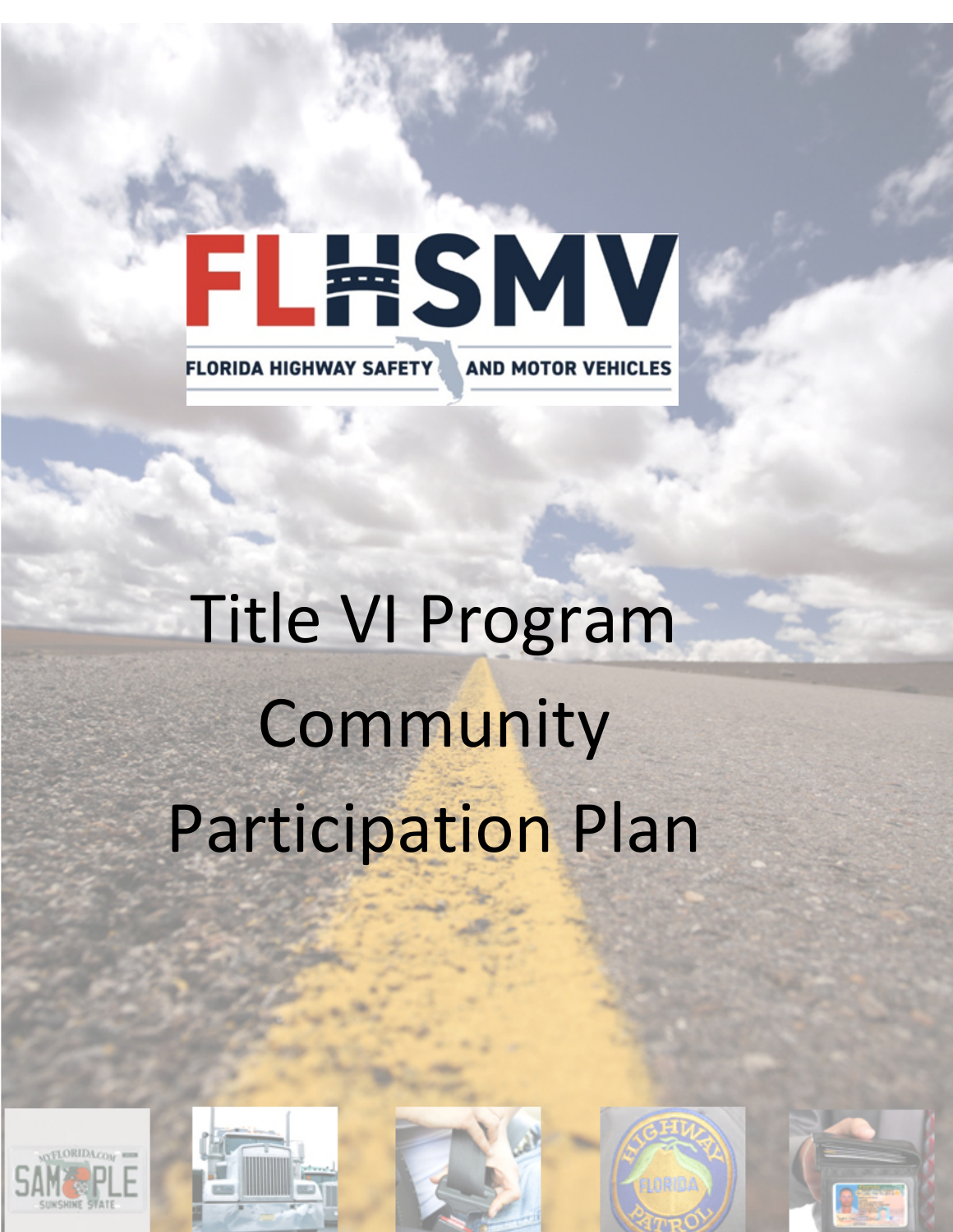FLHSMV

FLORIDA HIGHWAY SAFETY AND MOTOR VEHICLES

# Title VI Program Community Participation Plan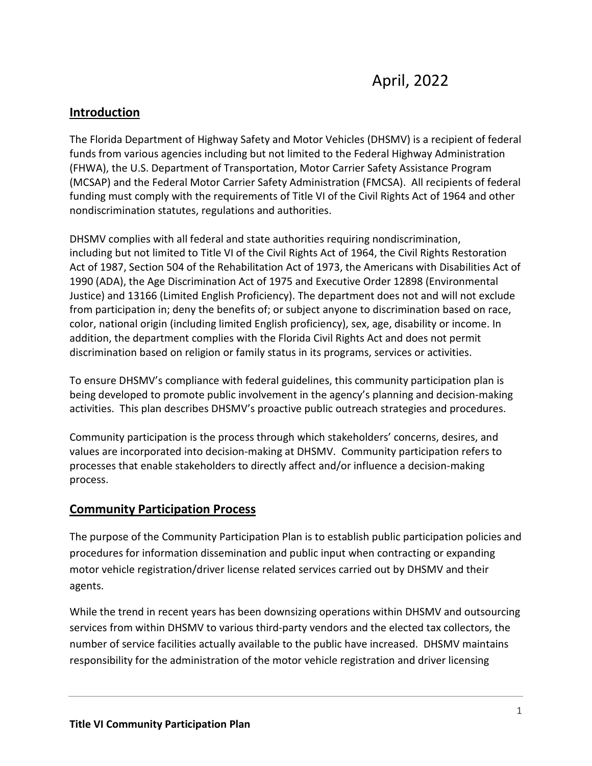April, 2022

## Introduction

The Florida Department of Highway Safety and Motor Vehicles (DHSMV) is a recipient of federal funds from various agencies including but not limited to the Federal Highway Administration (FHWA), the U.S. Department of Transportation, Motor Carrier Safety Assistance Program (MCSAP) and the Federal Motor Carrier Safety Administration (FMCSA). All recipients of federal funding must comply with the requirements of Title VI of the Civil Rights Act of 1964 and other nondiscrimination statutes, regulations and authorities.

DHSMV complies with all federal and state authorities requiring nondiscrimination, including but not limited to Title VI of the Civil Rights Act of 1964, the Civil Rights Restoration Act of 1987, Section 504 of the Rehabilitation Act of 1973, the Americans with Disabilities Act of 1990 (ADA), the Age Discrimination Act of 1975 and Executive Order 12898 (Environmental Justice) and 13166 (Limited English Proficiency). The department does not and will not exclude from participation in; deny the benefits of; or subject anyone to discrimination based on race, color, national origin (including limited English proficiency), sex, age, disability or income. In addition, the department complies with the Florida Civil Rights Act and does not permit discrimination based on religion or family status in its programs, services or activities.

To ensure DHSMV's compliance with federal guidelines, this community participation plan is being developed to promote public involvement in the agency's planning and decision-making activities. This plan describes DHSMV's proactive public outreach strategies and procedures.

Community participation is the process through which stakeholders' concerns, desires, and values are incorporated into decision-making at DHSMV. Community participation refers to processes that enable stakeholders to directly affect and/or influence a decision-making process.

## Community Participation Process

The purpose of the Community Participation Plan is to establish public participation policies and procedures for information dissemination and public input when contracting or expanding motor vehicle registration/driver license related services carried out by DHSMV and their agents.

While the trend in recent years has been downsizing operations within DHSMV and outsourcing services from within DHSMV to various third-party vendors and the elected tax collectors, the number of service facilities actually available to the public have increased. DHSMV maintains responsibility for the administration of the motor vehicle registration and driver licensing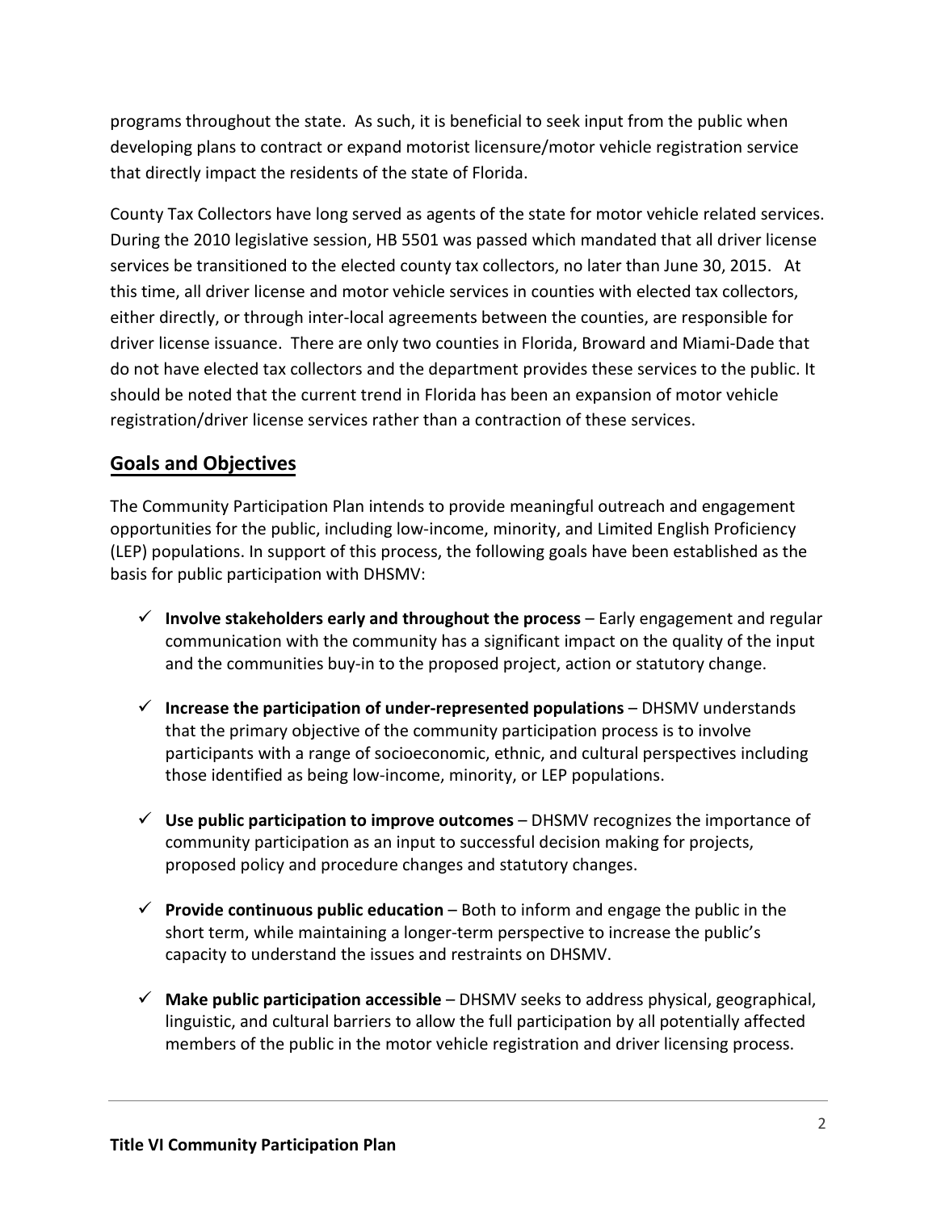programs throughout the state. As such, it is beneficial to seek input from the public when developing plans to contract or expand motorist licensure/motor vehicle registration service that directly impact the residents of the state of Florida.

County Tax Collectors have long served as agents of the state for motor vehicle related services. During the 2010 legislative session, HB 5501 was passed which mandated that all driver license services be transitioned to the elected county tax collectors, no later than June 30, 2015. At this time, all driver license and motor vehicle services in counties with elected tax collectors, either directly, or through inter-local agreements between the counties, are responsible for driver license issuance. There are only two counties in Florida, Broward and Miami-Dade that do not have elected tax collectors and the department provides these services to the public. It should be noted that the current trend in Florida has been an expansion of motor vehicle registration/driver license services rather than a contraction of these services.

## Goals and Objectives

The Community Participation Plan intends to provide meaningful outreach and engagement opportunities for the public, including low-income, minority, and Limited English Proficiency (LEP) populations. In support of this process, the following goals have been established as the basis for public participation with DHSMV:

- ✓ **Involve stakeholders early and throughout the process** – Early engagement and regular communication with the community has a significant impact on the quality of the input and the communities buy-in to the proposed project, action or statutory change.

- ✓ **Increase the participation of under-represented populations** – DHSMV understands that the primary objective of the community participation process is to involve participants with a range of socioeconomic, ethnic, and cultural perspectives including those identified as being low-income, minority, or LEP populations.

- ✓ **Use public participation to improve outcomes** – DHSMV recognizes the importance of community participation as an input to successful decision making for projects, proposed policy and procedure changes and statutory changes.

- ✓ **Provide continuous public education** – Both to inform and engage the public in the short term, while maintaining a longer-term perspective to increase the public's capacity to understand the issues and restraints on DHSMV.

- ✓ **Make public participation accessible** – DHSMV seeks to address physical, geographical, linguistic, and cultural barriers to allow the full participation by all potentially affected members of the public in the motor vehicle registration and driver licensing process.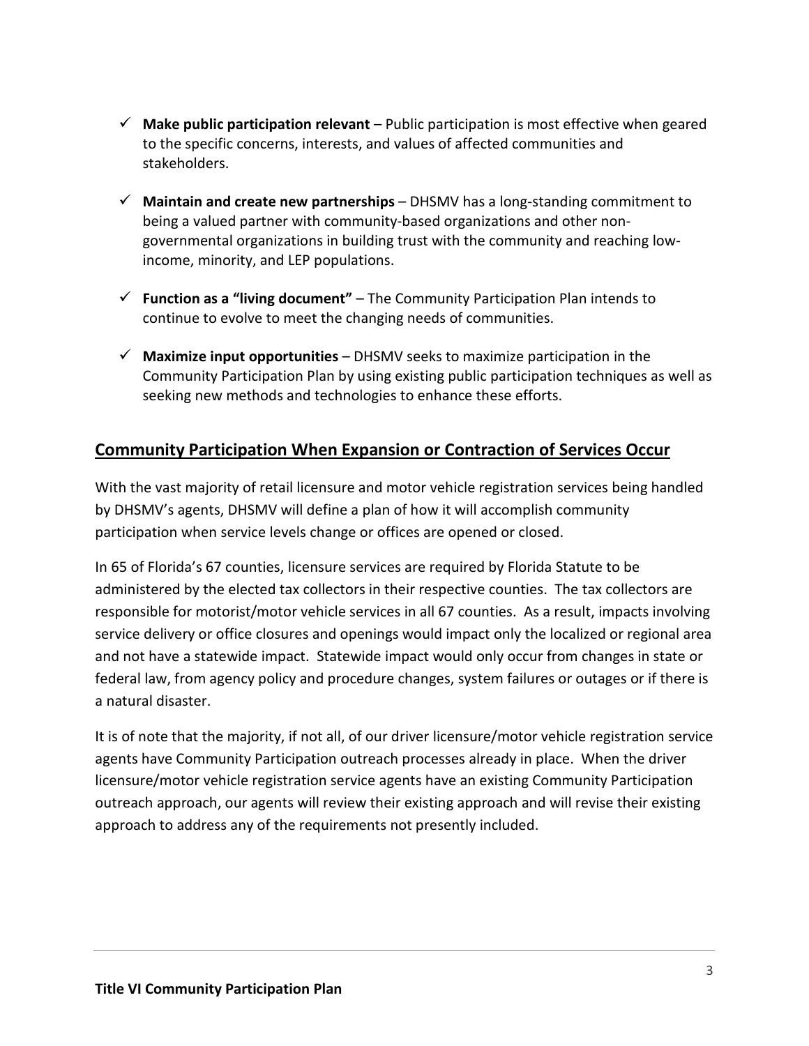- ✓ **Make public participation relevant** – Public participation is most effective when geared to the specific concerns, interests, and values of affected communities and stakeholders.

- ✓ **Maintain and create new partnerships** – DHSMV has a long-standing commitment to being a valued partner with community-based organizations and other non-governmental organizations in building trust with the community and reaching low-income, minority, and LEP populations.

- ✓ **Function as a "living document"** – The Community Participation Plan intends to continue to evolve to meet the changing needs of communities.

- ✓ **Maximize input opportunities** – DHSMV seeks to maximize participation in the Community Participation Plan by using existing public participation techniques as well as seeking new methods and technologies to enhance these efforts.

## Community Participation When Expansion or Contraction of Services Occur

With the vast majority of retail licensure and motor vehicle registration services being handled by DHSMV's agents, DHSMV will define a plan of how it will accomplish community participation when service levels change or offices are opened or closed.

In 65 of Florida's 67 counties, licensure services are required by Florida Statute to be administered by the elected tax collectors in their respective counties. The tax collectors are responsible for motorist/motor vehicle services in all 67 counties. As a result, impacts involving service delivery or office closures and openings would impact only the localized or regional area and not have a statewide impact. Statewide impact would only occur from changes in state or federal law, from agency policy and procedure changes, system failures or outages or if there is a natural disaster.

It is of note that the majority, if not all, of our driver licensure/motor vehicle registration service agents have Community Participation outreach processes already in place. When the driver licensure/motor vehicle registration service agents have an existing Community Participation outreach approach, our agents will review their existing approach and will revise their existing approach to address any of the requirements not presently included.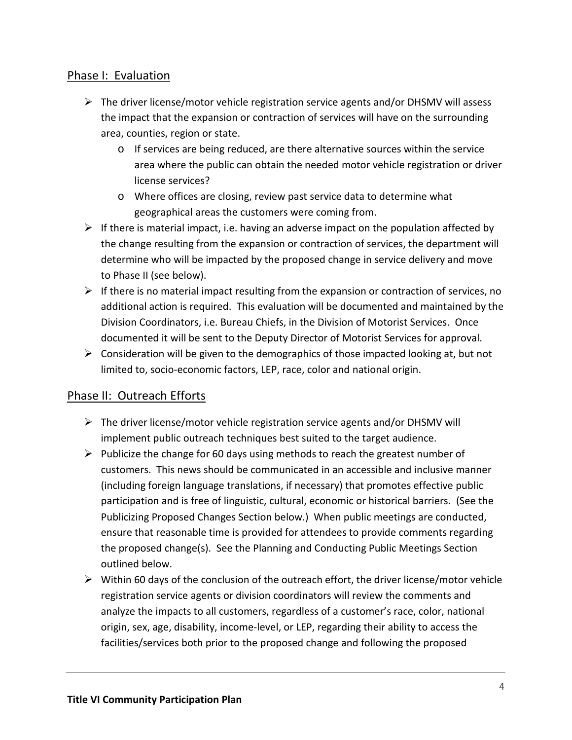## Phase I: Evaluation

- The driver license/motor vehicle registration service agents and/or DHSMV will assess the impact that the expansion or contraction of services will have on the surrounding area, counties, region or state.
  - If services are being reduced, are there alternative sources within the service area where the public can obtain the needed motor vehicle registration or driver license services?
  - Where offices are closing, review past service data to determine what geographical areas the customers were coming from.
- If there is material impact, i.e. having an adverse impact on the population affected by the change resulting from the expansion or contraction of services, the department will determine who will be impacted by the proposed change in service delivery and move to Phase II (see below).
- If there is no material impact resulting from the expansion or contraction of services, no additional action is required. This evaluation will be documented and maintained by the Division Coordinators, i.e. Bureau Chiefs, in the Division of Motorist Services. Once documented it will be sent to the Deputy Director of Motorist Services for approval.
- Consideration will be given to the demographics of those impacted looking at, but not limited to, socio-economic factors, LEP, race, color and national origin.

## Phase II: Outreach Efforts

- The driver license/motor vehicle registration service agents and/or DHSMV will implement public outreach techniques best suited to the target audience.
- Publicize the change for 60 days using methods to reach the greatest number of customers. This news should be communicated in an accessible and inclusive manner (including foreign language translations, if necessary) that promotes effective public participation and is free of linguistic, cultural, economic or historical barriers. (See the Publicizing Proposed Changes Section below.) When public meetings are conducted, ensure that reasonable time is provided for attendees to provide comments regarding the proposed change(s). See the Planning and Conducting Public Meetings Section outlined below.
- Within 60 days of the conclusion of the outreach effort, the driver license/motor vehicle registration service agents or division coordinators will review the comments and analyze the impacts to all customers, regardless of a customer's race, color, national origin, sex, age, disability, income-level, or LEP, regarding their ability to access the facilities/services both prior to the proposed change and following the proposed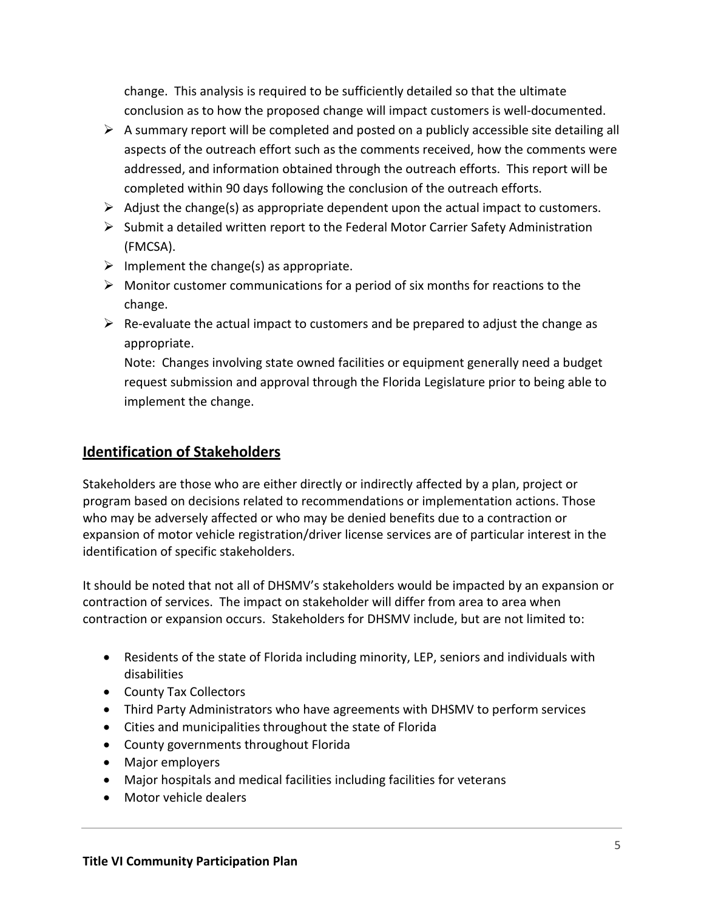change. This analysis is required to be sufficiently detailed so that the ultimate conclusion as to how the proposed change will impact customers is well-documented.

- A summary report will be completed and posted on a publicly accessible site detailing all aspects of the outreach effort such as the comments received, how the comments were addressed, and information obtained through the outreach efforts. This report will be completed within 90 days following the conclusion of the outreach efforts.
- Adjust the change(s) as appropriate dependent upon the actual impact to customers.
- Submit a detailed written report to the Federal Motor Carrier Safety Administration (FMCSA).
- Implement the change(s) as appropriate.
- Monitor customer communications for a period of six months for reactions to the change.
- Re-evaluate the actual impact to customers and be prepared to adjust the change as appropriate.

  Note: Changes involving state owned facilities or equipment generally need a budget request submission and approval through the Florida Legislature prior to being able to implement the change.

## Identification of Stakeholders

Stakeholders are those who are either directly or indirectly affected by a plan, project or program based on decisions related to recommendations or implementation actions. Those who may be adversely affected or who may be denied benefits due to a contraction or expansion of motor vehicle registration/driver license services are of particular interest in the identification of specific stakeholders.

It should be noted that not all of DHSMV's stakeholders would be impacted by an expansion or contraction of services. The impact on stakeholder will differ from area to area when contraction or expansion occurs. Stakeholders for DHSMV include, but are not limited to:

- Residents of the state of Florida including minority, LEP, seniors and individuals with disabilities
- County Tax Collectors
- Third Party Administrators who have agreements with DHSMV to perform services
- Cities and municipalities throughout the state of Florida
- County governments throughout Florida
- Major employers
- Major hospitals and medical facilities including facilities for veterans
- Motor vehicle dealers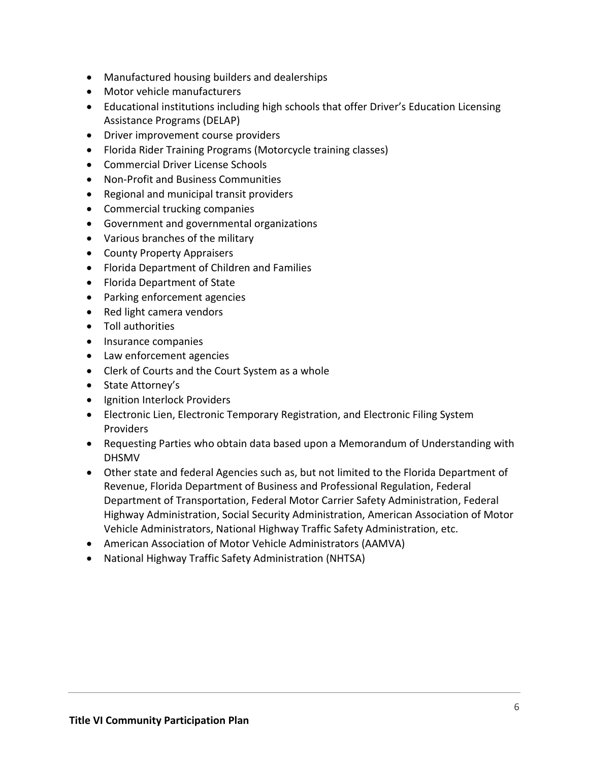- Manufactured housing builders and dealerships
- Motor vehicle manufacturers
- Educational institutions including high schools that offer Driver's Education Licensing Assistance Programs (DELAP)
- Driver improvement course providers
- Florida Rider Training Programs (Motorcycle training classes)
- Commercial Driver License Schools
- Non-Profit and Business Communities
- Regional and municipal transit providers
- Commercial trucking companies
- Government and governmental organizations
- Various branches of the military
- County Property Appraisers
- Florida Department of Children and Families
- Florida Department of State
- Parking enforcement agencies
- Red light camera vendors
- Toll authorities
- Insurance companies
- Law enforcement agencies
- Clerk of Courts and the Court System as a whole
- State Attorney's
- Ignition Interlock Providers
- Electronic Lien, Electronic Temporary Registration, and Electronic Filing System Providers
- Requesting Parties who obtain data based upon a Memorandum of Understanding with DHSMV
- Other state and federal Agencies such as, but not limited to the Florida Department of Revenue, Florida Department of Business and Professional Regulation, Federal Department of Transportation, Federal Motor Carrier Safety Administration, Federal Highway Administration, Social Security Administration, American Association of Motor Vehicle Administrators, National Highway Traffic Safety Administration, etc.
- American Association of Motor Vehicle Administrators (AAMVA)
- National Highway Traffic Safety Administration (NHTSA)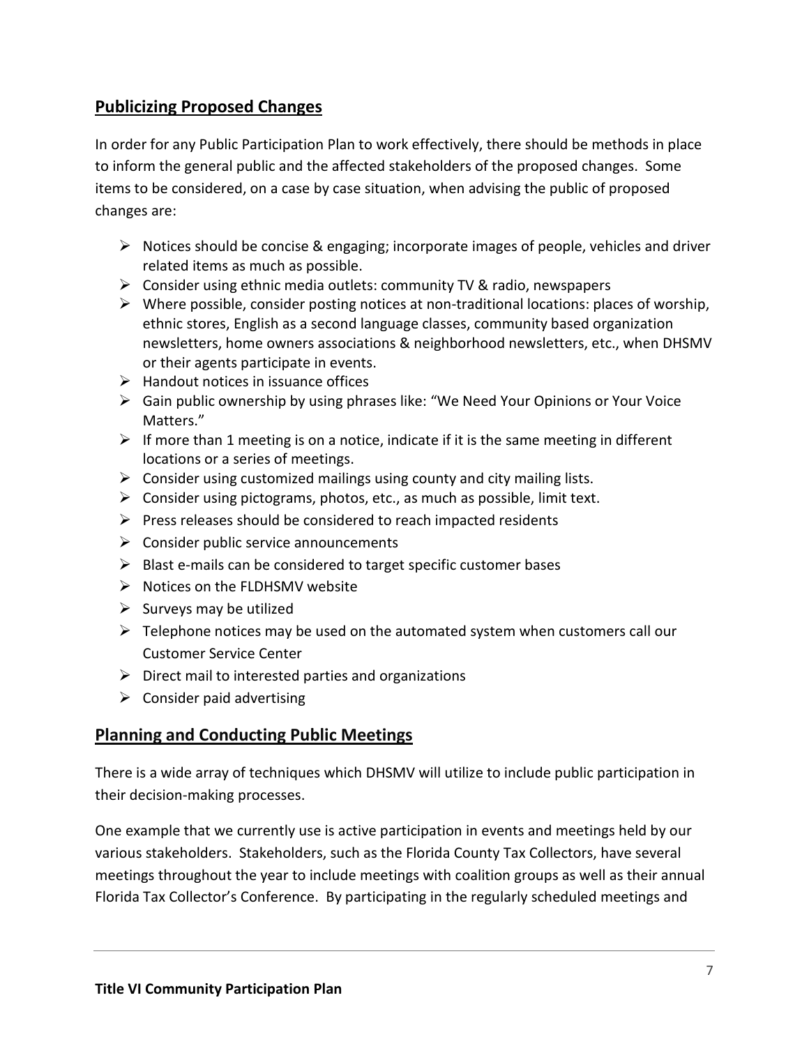## Publicizing Proposed Changes

In order for any Public Participation Plan to work effectively, there should be methods in place to inform the general public and the affected stakeholders of the proposed changes. Some items to be considered, on a case by case situation, when advising the public of proposed changes are:

- Notices should be concise & engaging; incorporate images of people, vehicles and driver related items as much as possible.
- Consider using ethnic media outlets: community TV & radio, newspapers
- Where possible, consider posting notices at non-traditional locations: places of worship, ethnic stores, English as a second language classes, community based organization newsletters, home owners associations & neighborhood newsletters, etc., when DHSMV or their agents participate in events.
- Handout notices in issuance offices
- Gain public ownership by using phrases like: "We Need Your Opinions or Your Voice Matters."
- If more than 1 meeting is on a notice, indicate if it is the same meeting in different locations or a series of meetings.
- Consider using customized mailings using county and city mailing lists.
- Consider using pictograms, photos, etc., as much as possible, limit text.
- Press releases should be considered to reach impacted residents
- Consider public service announcements
- Blast e-mails can be considered to target specific customer bases
- Notices on the FLDHSMV website
- Surveys may be utilized
- Telephone notices may be used on the automated system when customers call our Customer Service Center
- Direct mail to interested parties and organizations
- Consider paid advertising

## Planning and Conducting Public Meetings

There is a wide array of techniques which DHSMV will utilize to include public participation in their decision-making processes.

One example that we currently use is active participation in events and meetings held by our various stakeholders. Stakeholders, such as the Florida County Tax Collectors, have several meetings throughout the year to include meetings with coalition groups as well as their annual Florida Tax Collector's Conference. By participating in the regularly scheduled meetings and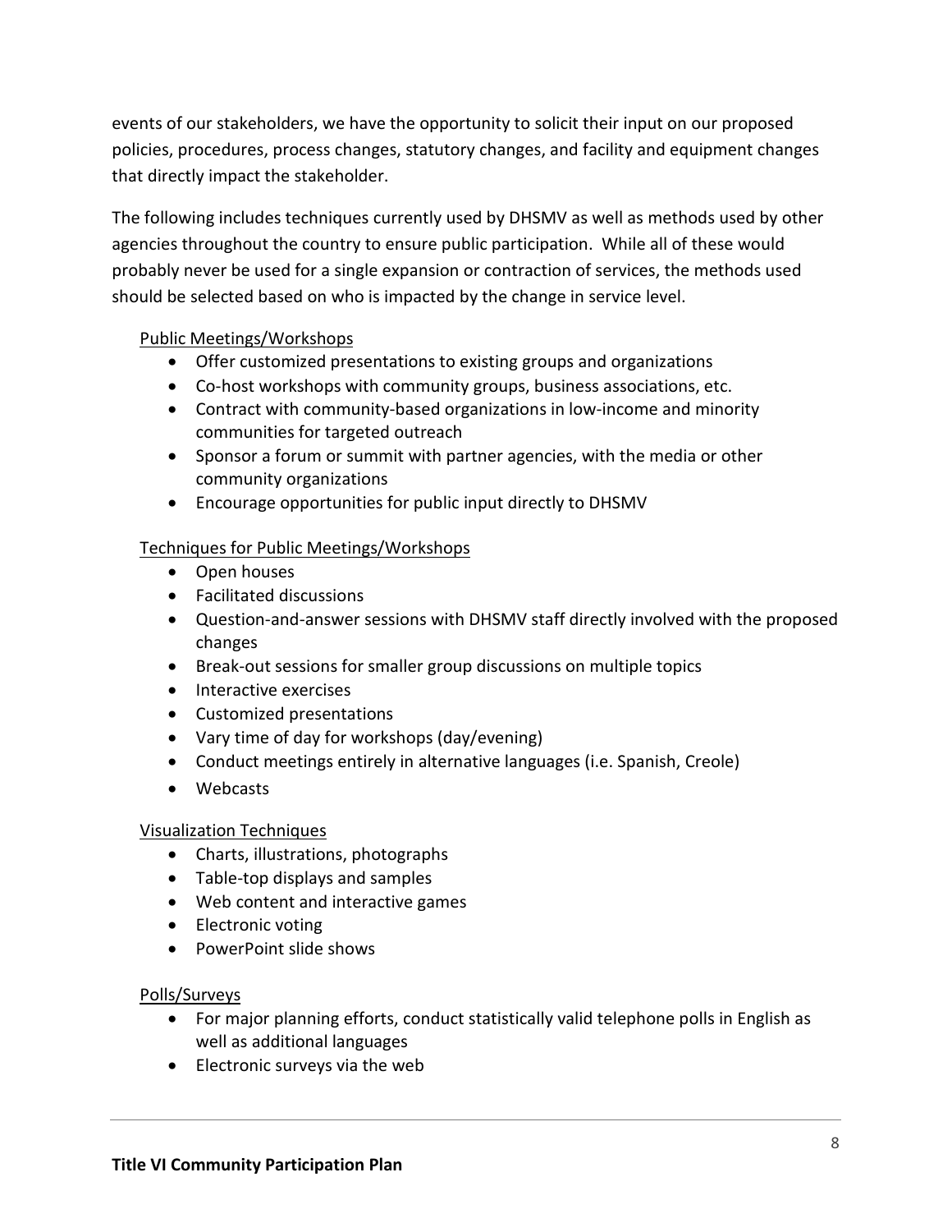events of our stakeholders, we have the opportunity to solicit their input on our proposed policies, procedures, process changes, statutory changes, and facility and equipment changes that directly impact the stakeholder.

The following includes techniques currently used by DHSMV as well as methods used by other agencies throughout the country to ensure public participation. While all of these would probably never be used for a single expansion or contraction of services, the methods used should be selected based on who is impacted by the change in service level.

Public Meetings/Workshops

- Offer customized presentations to existing groups and organizations
- Co-host workshops with community groups, business associations, etc.
- Contract with community-based organizations in low-income and minority communities for targeted outreach
- Sponsor a forum or summit with partner agencies, with the media or other community organizations
- Encourage opportunities for public input directly to DHSMV

Techniques for Public Meetings/Workshops

- Open houses
- Facilitated discussions
- Question-and-answer sessions with DHSMV staff directly involved with the proposed changes
- Break-out sessions for smaller group discussions on multiple topics
- Interactive exercises
- Customized presentations
- Vary time of day for workshops (day/evening)
- Conduct meetings entirely in alternative languages (i.e. Spanish, Creole)
- Webcasts

Visualization Techniques

- Charts, illustrations, photographs
- Table-top displays and samples
- Web content and interactive games
- Electronic voting
- PowerPoint slide shows

Polls/Surveys

- For major planning efforts, conduct statistically valid telephone polls in English as well as additional languages
- Electronic surveys via the web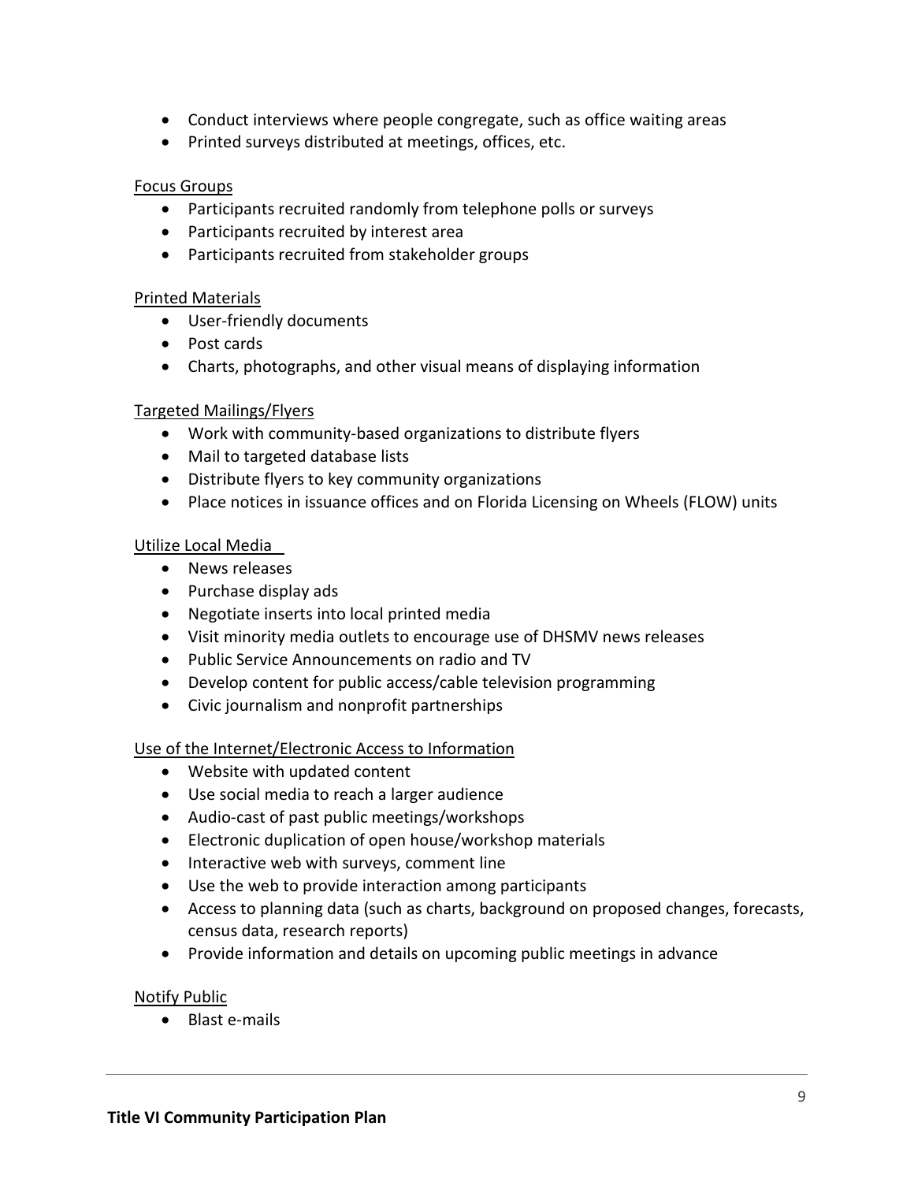- Conduct interviews where people congregate, such as office waiting areas
- Printed surveys distributed at meetings, offices, etc.

Focus Groups

- Participants recruited randomly from telephone polls or surveys
- Participants recruited by interest area
- Participants recruited from stakeholder groups

Printed Materials

- User-friendly documents
- Post cards
- Charts, photographs, and other visual means of displaying information

Targeted Mailings/Flyers

- Work with community-based organizations to distribute flyers
- Mail to targeted database lists
- Distribute flyers to key community organizations
- Place notices in issuance offices and on Florida Licensing on Wheels (FLOW) units

Utilize Local Media

- News releases
- Purchase display ads
- Negotiate inserts into local printed media
- Visit minority media outlets to encourage use of DHSMV news releases
- Public Service Announcements on radio and TV
- Develop content for public access/cable television programming
- Civic journalism and nonprofit partnerships

Use of the Internet/Electronic Access to Information

- Website with updated content
- Use social media to reach a larger audience
- Audio-cast of past public meetings/workshops
- Electronic duplication of open house/workshop materials
- Interactive web with surveys, comment line
- Use the web to provide interaction among participants
- Access to planning data (such as charts, background on proposed changes, forecasts, census data, research reports)
- Provide information and details on upcoming public meetings in advance

Notify Public

- Blast e-mails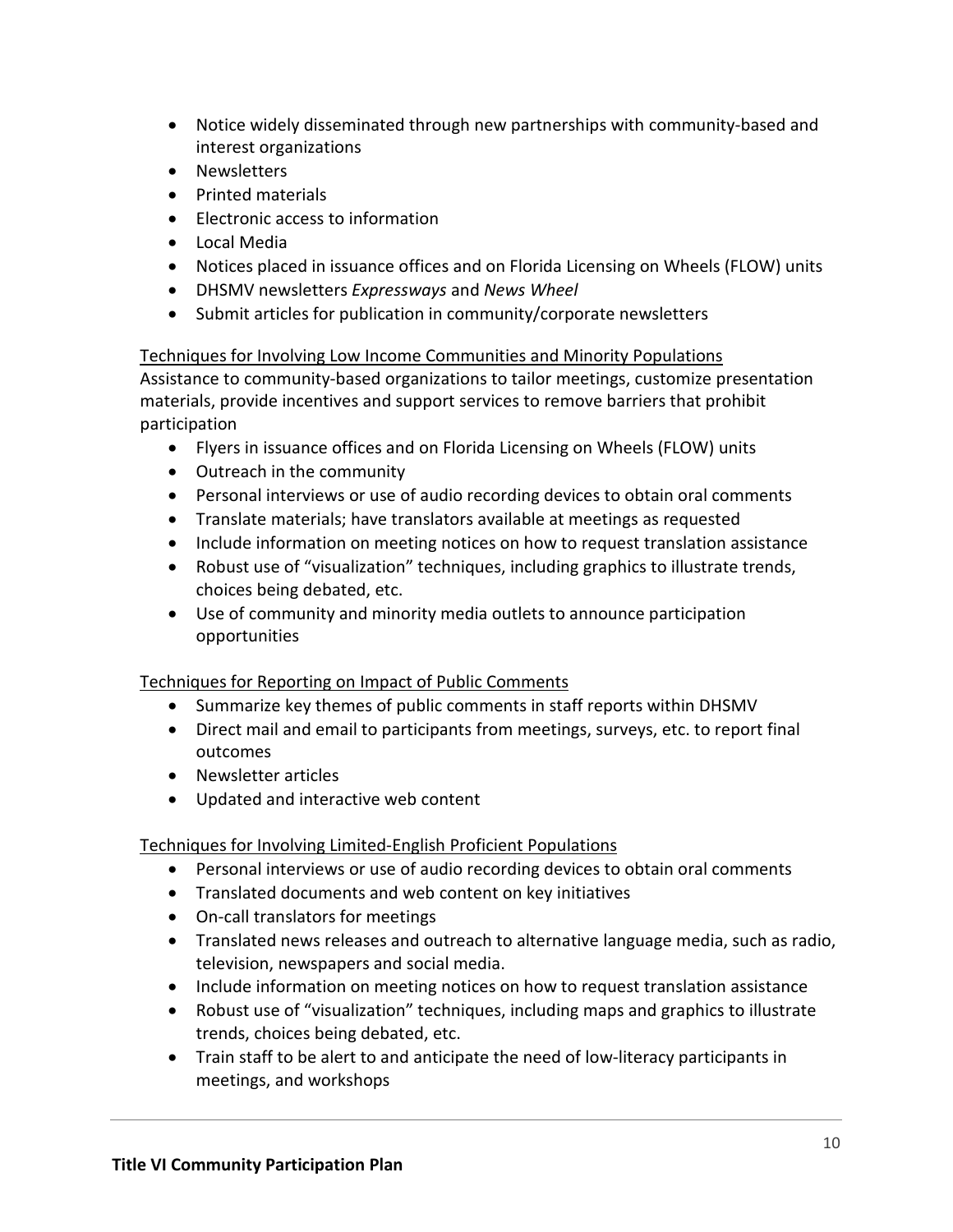- Notice widely disseminated through new partnerships with community-based and interest organizations
- Newsletters
- Printed materials
- Electronic access to information
- Local Media
- Notices placed in issuance offices and on Florida Licensing on Wheels (FLOW) units
- DHSMV newsletters *Expressways* and *News Wheel*
- Submit articles for publication in community/corporate newsletters

<u>Techniques for Involving Low Income Communities and Minority Populations</u>

Assistance to community-based organizations to tailor meetings, customize presentation materials, provide incentives and support services to remove barriers that prohibit participation

- Flyers in issuance offices and on Florida Licensing on Wheels (FLOW) units
- Outreach in the community
- Personal interviews or use of audio recording devices to obtain oral comments
- Translate materials; have translators available at meetings as requested
- Include information on meeting notices on how to request translation assistance
- Robust use of "visualization" techniques, including graphics to illustrate trends, choices being debated, etc.
- Use of community and minority media outlets to announce participation opportunities

<u>Techniques for Reporting on Impact of Public Comments</u>

- Summarize key themes of public comments in staff reports within DHSMV
- Direct mail and email to participants from meetings, surveys, etc. to report final outcomes
- Newsletter articles
- Updated and interactive web content

<u>Techniques for Involving Limited-English Proficient Populations</u>

- Personal interviews or use of audio recording devices to obtain oral comments
- Translated documents and web content on key initiatives
- On-call translators for meetings
- Translated news releases and outreach to alternative language media, such as radio, television, newspapers and social media.
- Include information on meeting notices on how to request translation assistance
- Robust use of "visualization" techniques, including maps and graphics to illustrate trends, choices being debated, etc.
- Train staff to be alert to and anticipate the need of low-literacy participants in meetings, and workshops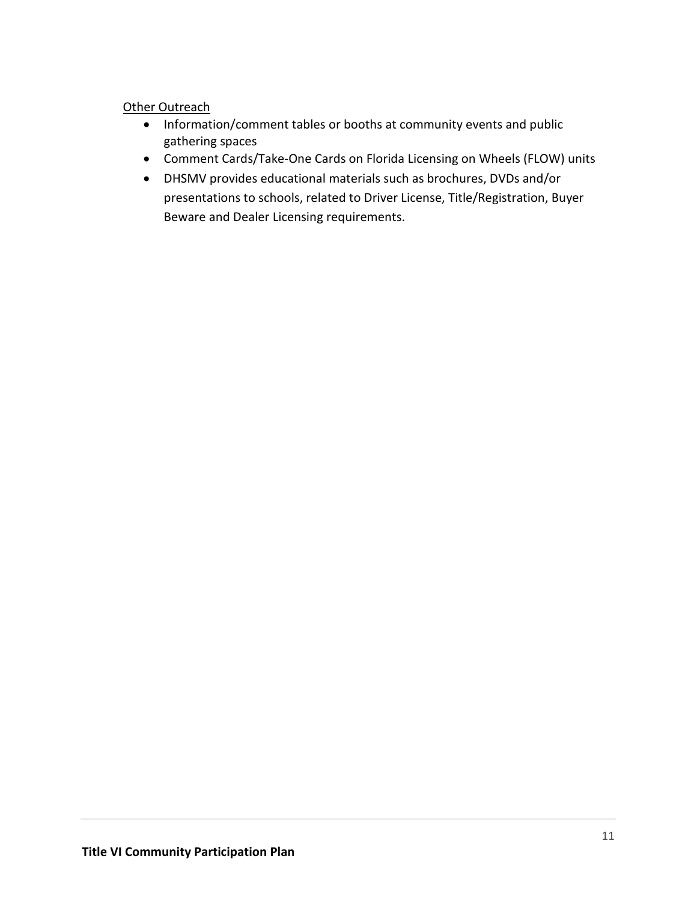<u>Other Outreach</u>

- Information/comment tables or booths at community events and public gathering spaces
- Comment Cards/Take-One Cards on Florida Licensing on Wheels (FLOW) units
- DHSMV provides educational materials such as brochures, DVDs and/or presentations to schools, related to Driver License, Title/Registration, Buyer Beware and Dealer Licensing requirements.